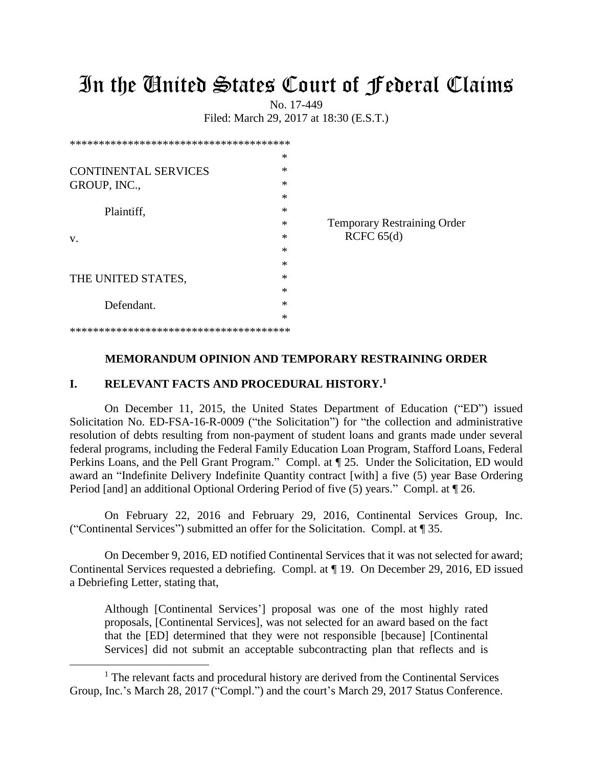# In the United States Court of Federal Claims

No. 17-449

Filed: March 29, 2017 at 18:30 (E.S.T.)

```
**************************************
                                     *
CONTINENTAL SERVICES                 *
GROUP, INC.,                         *
                                     *
      Plaintiff,                     *
                                     *    Temporary Restraining Order
v.                                   *        RCFC 65(d)
                                     *
                                     *
THE UNITED STATES,                   *
                                     *
      Defendant.                     *
                                     *
**************************************
```

**MEMORANDUM OPINION AND TEMPORARY RESTRAINING ORDER**

## I. RELEVANT FACTS AND PROCEDURAL HISTORY.[1]

On December 11, 2015, the United States Department of Education ("ED") issued Solicitation No. ED-FSA-16-R-0009 ("the Solicitation") for "the collection and administrative resolution of debts resulting from non-payment of student loans and grants made under several federal programs, including the Federal Family Education Loan Program, Stafford Loans, Federal Perkins Loans, and the Pell Grant Program." Compl. at ¶ 25. Under the Solicitation, ED would award an "Indefinite Delivery Indefinite Quantity contract [with] a five (5) year Base Ordering Period [and] an additional Optional Ordering Period of five (5) years." Compl. at ¶ 26.

On February 22, 2016 and February 29, 2016, Continental Services Group, Inc. ("Continental Services") submitted an offer for the Solicitation. Compl. at ¶ 35.

On December 9, 2016, ED notified Continental Services that it was not selected for award; Continental Services requested a debriefing. Compl. at ¶ 19. On December 29, 2016, ED issued a Debriefing Letter, stating that,

> Although [Continental Services'] proposal was one of the most highly rated proposals, [Continental Services], was not selected for an award based on the fact that the [ED] determined that they were not responsible [because] [Continental Services] did not submit an acceptable subcontracting plan that reflects and is

[1] The relevant facts and procedural history are derived from the Continental Services Group, Inc.'s March 28, 2017 ("Compl.") and the court's March 29, 2017 Status Conference.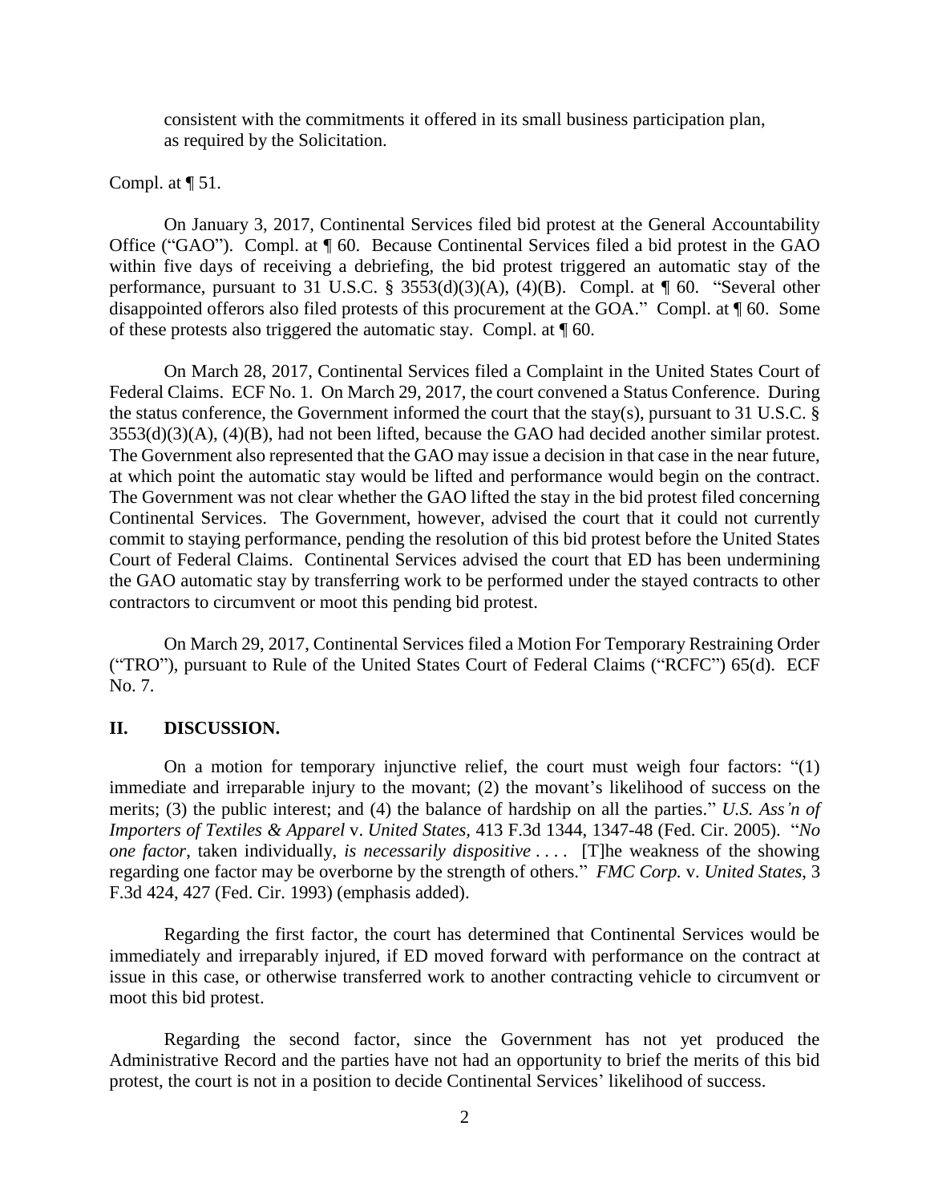consistent with the commitments it offered in its small business participation plan, as required by the Solicitation.

Compl. at ¶ 51.

On January 3, 2017, Continental Services filed bid protest at the General Accountability Office ("GAO"). Compl. at ¶ 60. Because Continental Services filed a bid protest in the GAO within five days of receiving a debriefing, the bid protest triggered an automatic stay of the performance, pursuant to 31 U.S.C. § 3553(d)(3)(A), (4)(B). Compl. at ¶ 60. "Several other disappointed offerors also filed protests of this procurement at the GOA." Compl. at ¶ 60. Some of these protests also triggered the automatic stay. Compl. at ¶ 60.

On March 28, 2017, Continental Services filed a Complaint in the United States Court of Federal Claims. ECF No. 1. On March 29, 2017, the court convened a Status Conference. During the status conference, the Government informed the court that the stay(s), pursuant to 31 U.S.C. § 3553(d)(3)(A), (4)(B), had not been lifted, because the GAO had decided another similar protest. The Government also represented that the GAO may issue a decision in that case in the near future, at which point the automatic stay would be lifted and performance would begin on the contract. The Government was not clear whether the GAO lifted the stay in the bid protest filed concerning Continental Services. The Government, however, advised the court that it could not currently commit to staying performance, pending the resolution of this bid protest before the United States Court of Federal Claims. Continental Services advised the court that ED has been undermining the GAO automatic stay by transferring work to be performed under the stayed contracts to other contractors to circumvent or moot this pending bid protest.

On March 29, 2017, Continental Services filed a Motion For Temporary Restraining Order ("TRO"), pursuant to Rule of the United States Court of Federal Claims ("RCFC") 65(d). ECF No. 7.

## II. DISCUSSION.

On a motion for temporary injunctive relief, the court must weigh four factors: "(1) immediate and irreparable injury to the movant; (2) the movant's likelihood of success on the merits; (3) the public interest; and (4) the balance of hardship on all the parties." *U.S. Ass'n of Importers of Textiles & Apparel* v. *United States*, 413 F.3d 1344, 1347-48 (Fed. Cir. 2005). "*No one factor*, taken individually, *is necessarily dispositive* . . . . [T]he weakness of the showing regarding one factor may be overborne by the strength of others." *FMC Corp.* v. *United States*, 3 F.3d 424, 427 (Fed. Cir. 1993) (emphasis added).

Regarding the first factor, the court has determined that Continental Services would be immediately and irreparably injured, if ED moved forward with performance on the contract at issue in this case, or otherwise transferred work to another contracting vehicle to circumvent or moot this bid protest.

Regarding the second factor, since the Government has not yet produced the Administrative Record and the parties have not had an opportunity to brief the merits of this bid protest, the court is not in a position to decide Continental Services' likelihood of success.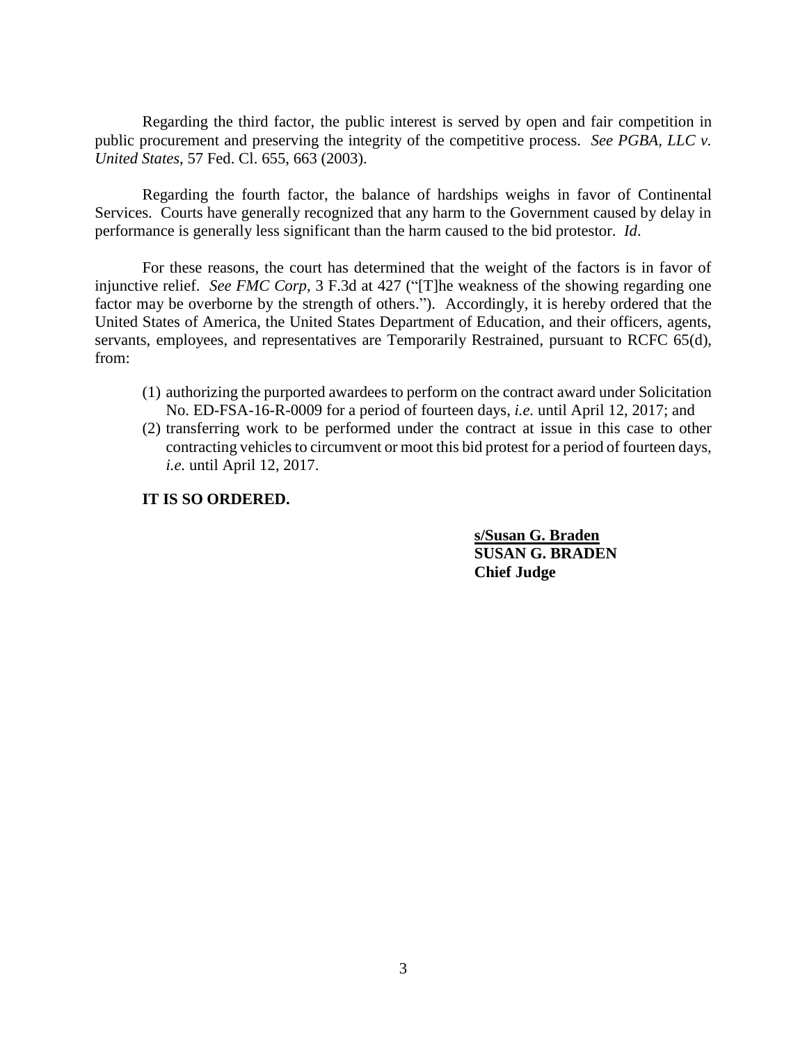Regarding the third factor, the public interest is served by open and fair competition in public procurement and preserving the integrity of the competitive process. *See PGBA, LLC v. United States*, 57 Fed. Cl. 655, 663 (2003).

Regarding the fourth factor, the balance of hardships weighs in favor of Continental Services. Courts have generally recognized that any harm to the Government caused by delay in performance is generally less significant than the harm caused to the bid protestor. *Id*.

For these reasons, the court has determined that the weight of the factors is in favor of injunctive relief. *See FMC Corp*, 3 F.3d at 427 ("[T]he weakness of the showing regarding one factor may be overborne by the strength of others."). Accordingly, it is hereby ordered that the United States of America, the United States Department of Education, and their officers, agents, servants, employees, and representatives are Temporarily Restrained, pursuant to RCFC 65(d), from:

(1) authorizing the purported awardees to perform on the contract award under Solicitation No. ED-FSA-16-R-0009 for a period of fourteen days, *i.e.* until April 12, 2017; and
(2) transferring work to be performed under the contract at issue in this case to other contracting vehicles to circumvent or moot this bid protest for a period of fourteen days, *i.e.* until April 12, 2017.

**IT IS SO ORDERED.**

**s/Susan G. Braden**
**SUSAN G. BRADEN**
**Chief Judge**